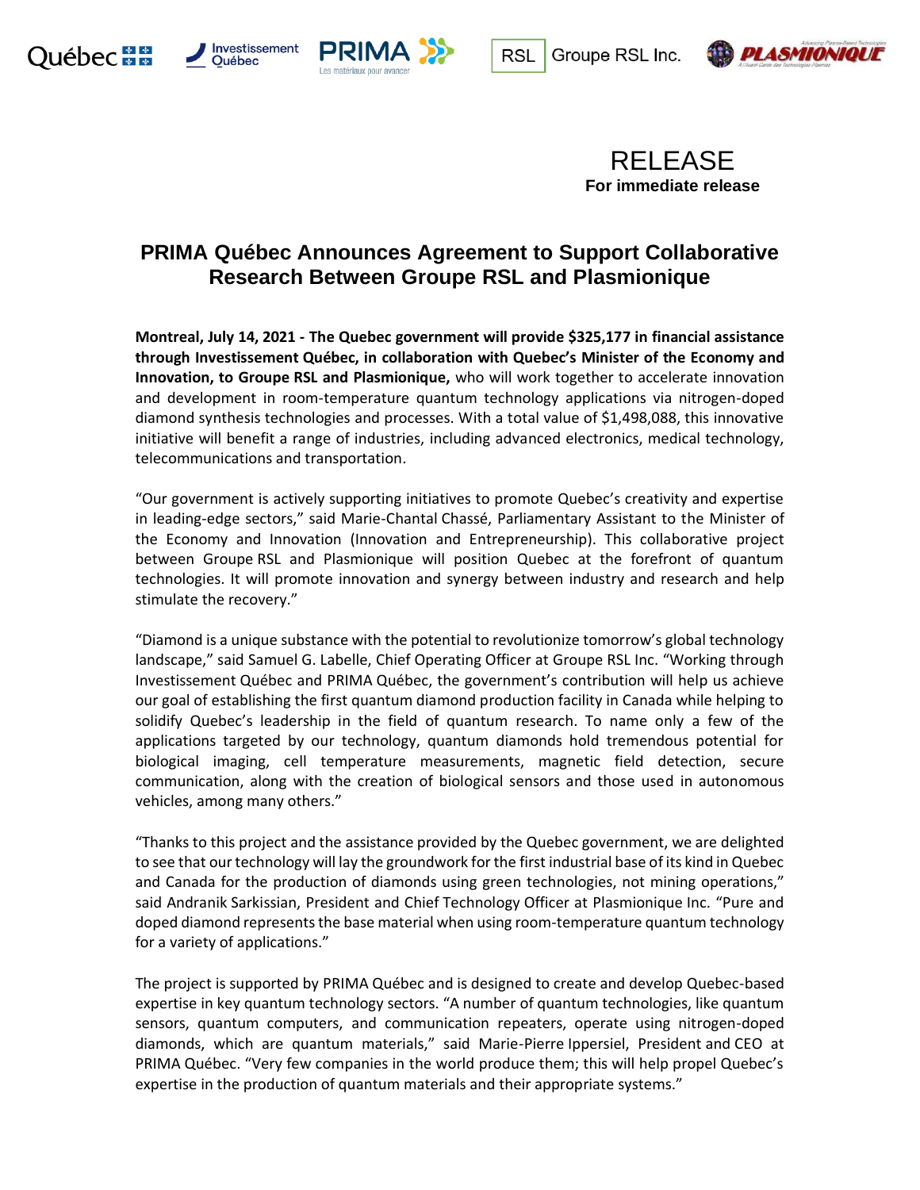RELEASE

**For immediate release**

# PRIMA Québec Announces Agreement to Support Collaborative Research Between Groupe RSL and Plasmionique

**Montreal, July 14, 2021 - The Quebec government will provide $325,177 in financial assistance through Investissement Québec, in collaboration with Quebec's Minister of the Economy and Innovation, to Groupe RSL and Plasmionique,** who will work together to accelerate innovation and development in room-temperature quantum technology applications via nitrogen-doped diamond synthesis technologies and processes. With a total value of $1,498,088, this innovative initiative will benefit a range of industries, including advanced electronics, medical technology, telecommunications and transportation.

"Our government is actively supporting initiatives to promote Quebec's creativity and expertise in leading-edge sectors," said Marie-Chantal Chassé, Parliamentary Assistant to the Minister of the Economy and Innovation (Innovation and Entrepreneurship). This collaborative project between Groupe RSL and Plasmionique will position Quebec at the forefront of quantum technologies. It will promote innovation and synergy between industry and research and help stimulate the recovery."

"Diamond is a unique substance with the potential to revolutionize tomorrow's global technology landscape," said Samuel G. Labelle, Chief Operating Officer at Groupe RSL Inc. "Working through Investissement Québec and PRIMA Québec, the government's contribution will help us achieve our goal of establishing the first quantum diamond production facility in Canada while helping to solidify Quebec's leadership in the field of quantum research. To name only a few of the applications targeted by our technology, quantum diamonds hold tremendous potential for biological imaging, cell temperature measurements, magnetic field detection, secure communication, along with the creation of biological sensors and those used in autonomous vehicles, among many others."

"Thanks to this project and the assistance provided by the Quebec government, we are delighted to see that our technology will lay the groundwork for the first industrial base of its kind in Quebec and Canada for the production of diamonds using green technologies, not mining operations," said Andranik Sarkissian, President and Chief Technology Officer at Plasmionique Inc. "Pure and doped diamond represents the base material when using room-temperature quantum technology for a variety of applications."

The project is supported by PRIMA Québec and is designed to create and develop Quebec-based expertise in key quantum technology sectors. "A number of quantum technologies, like quantum sensors, quantum computers, and communication repeaters, operate using nitrogen-doped diamonds, which are quantum materials," said Marie-Pierre Ippersiel, President and CEO at PRIMA Québec. "Very few companies in the world produce them; this will help propel Quebec's expertise in the production of quantum materials and their appropriate systems."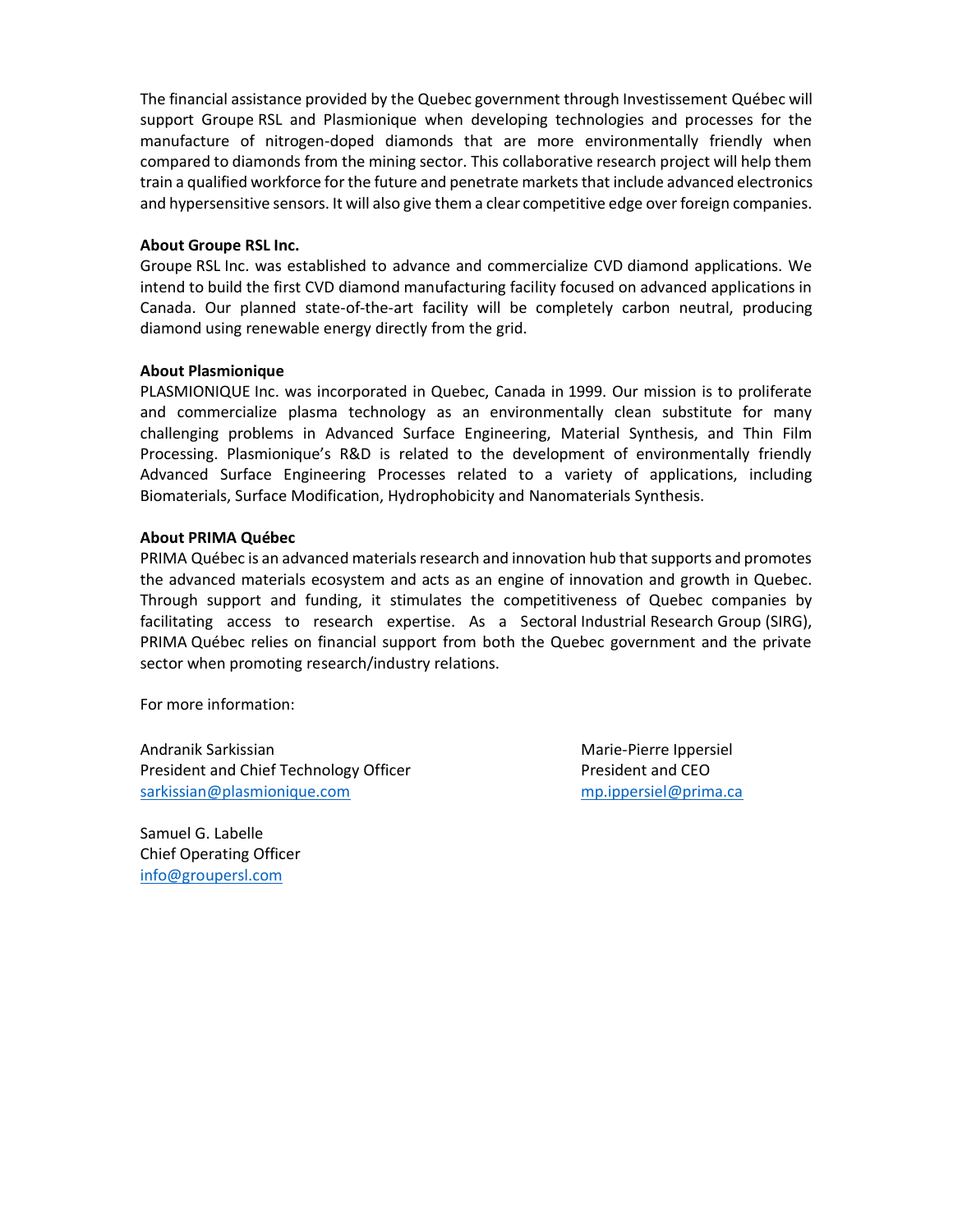The financial assistance provided by the Quebec government through Investissement Québec will support Groupe RSL and Plasmionique when developing technologies and processes for the manufacture of nitrogen-doped diamonds that are more environmentally friendly when compared to diamonds from the mining sector. This collaborative research project will help them train a qualified workforce for the future and penetrate markets that include advanced electronics and hypersensitive sensors. It will also give them a clear competitive edge over foreign companies.

**About Groupe RSL Inc.**
Groupe RSL Inc. was established to advance and commercialize CVD diamond applications. We intend to build the first CVD diamond manufacturing facility focused on advanced applications in Canada. Our planned state-of-the-art facility will be completely carbon neutral, producing diamond using renewable energy directly from the grid.

**About Plasmionique**
PLASMIONIQUE Inc. was incorporated in Quebec, Canada in 1999. Our mission is to proliferate and commercialize plasma technology as an environmentally clean substitute for many challenging problems in Advanced Surface Engineering, Material Synthesis, and Thin Film Processing. Plasmionique's R&D is related to the development of environmentally friendly Advanced Surface Engineering Processes related to a variety of applications, including Biomaterials, Surface Modification, Hydrophobicity and Nanomaterials Synthesis.

**About PRIMA Québec**
PRIMA Québec is an advanced materials research and innovation hub that supports and promotes the advanced materials ecosystem and acts as an engine of innovation and growth in Quebec. Through support and funding, it stimulates the competitiveness of Quebec companies by facilitating access to research expertise. As a Sectoral Industrial Research Group (SIRG), PRIMA Québec relies on financial support from both the Quebec government and the private sector when promoting research/industry relations.

For more information:

Andranik Sarkissian
President and Chief Technology Officer
sarkissian@plasmionique.com

Samuel G. Labelle
Chief Operating Officer
info@groupersl.com

Marie-Pierre Ippersiel
President and CEO
mp.ippersiel@prima.ca